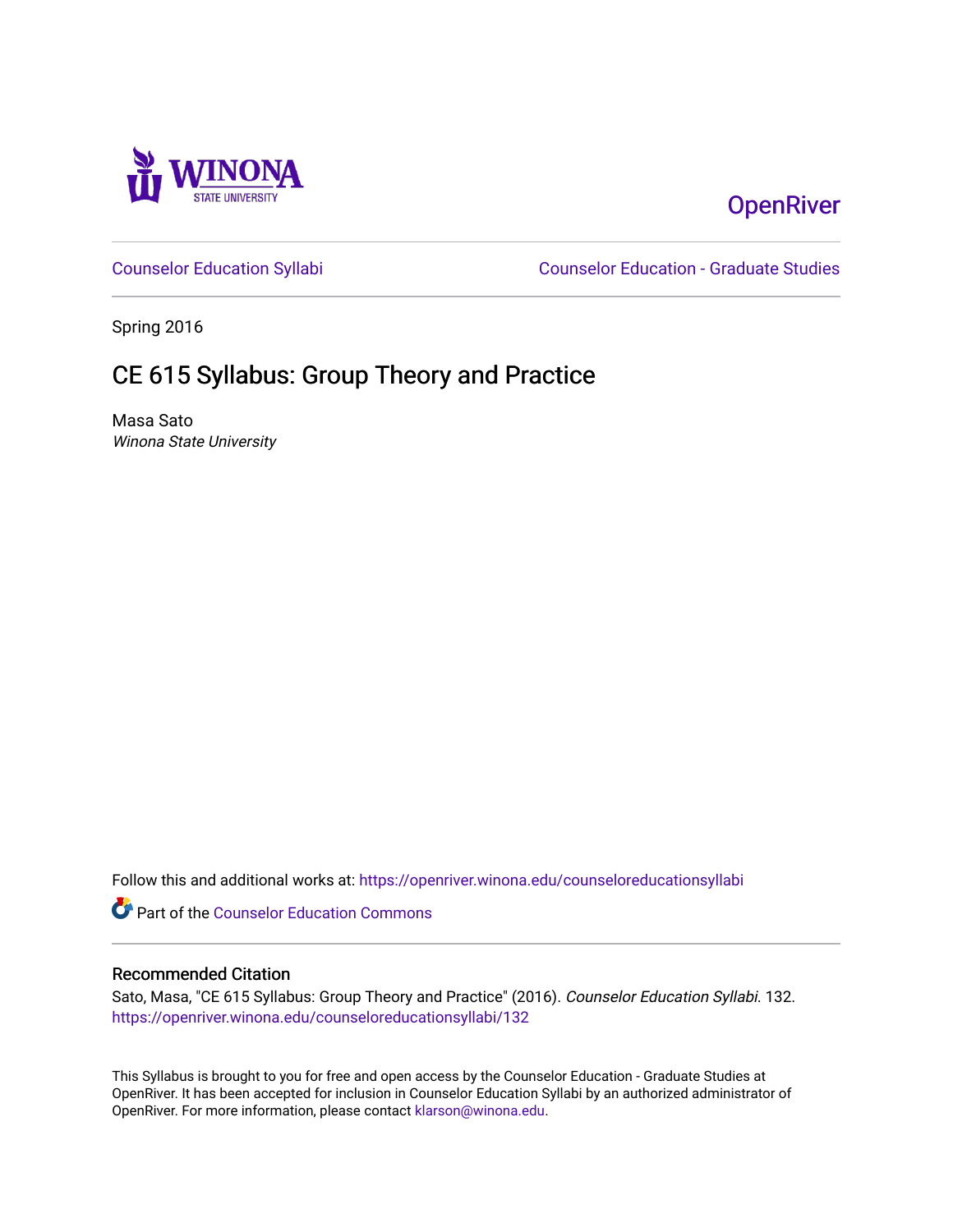WINONA STATE UNIVERSITY

OpenRiver

Counselor Education Syllabi

Counselor Education - Graduate Studies

Spring 2016

# CE 615 Syllabus: Group Theory and Practice

Masa Sato
*Winona State University*

Follow this and additional works at: https://openriver.winona.edu/counseloreducationsyllabi

Part of the Counselor Education Commons

## Recommended Citation

Sato, Masa, "CE 615 Syllabus: Group Theory and Practice" (2016). *Counselor Education Syllabi*. 132.
https://openriver.winona.edu/counseloreducationsyllabi/132

This Syllabus is brought to you for free and open access by the Counselor Education - Graduate Studies at OpenRiver. It has been accepted for inclusion in Counselor Education Syllabi by an authorized administrator of OpenRiver. For more information, please contact klarson@winona.edu.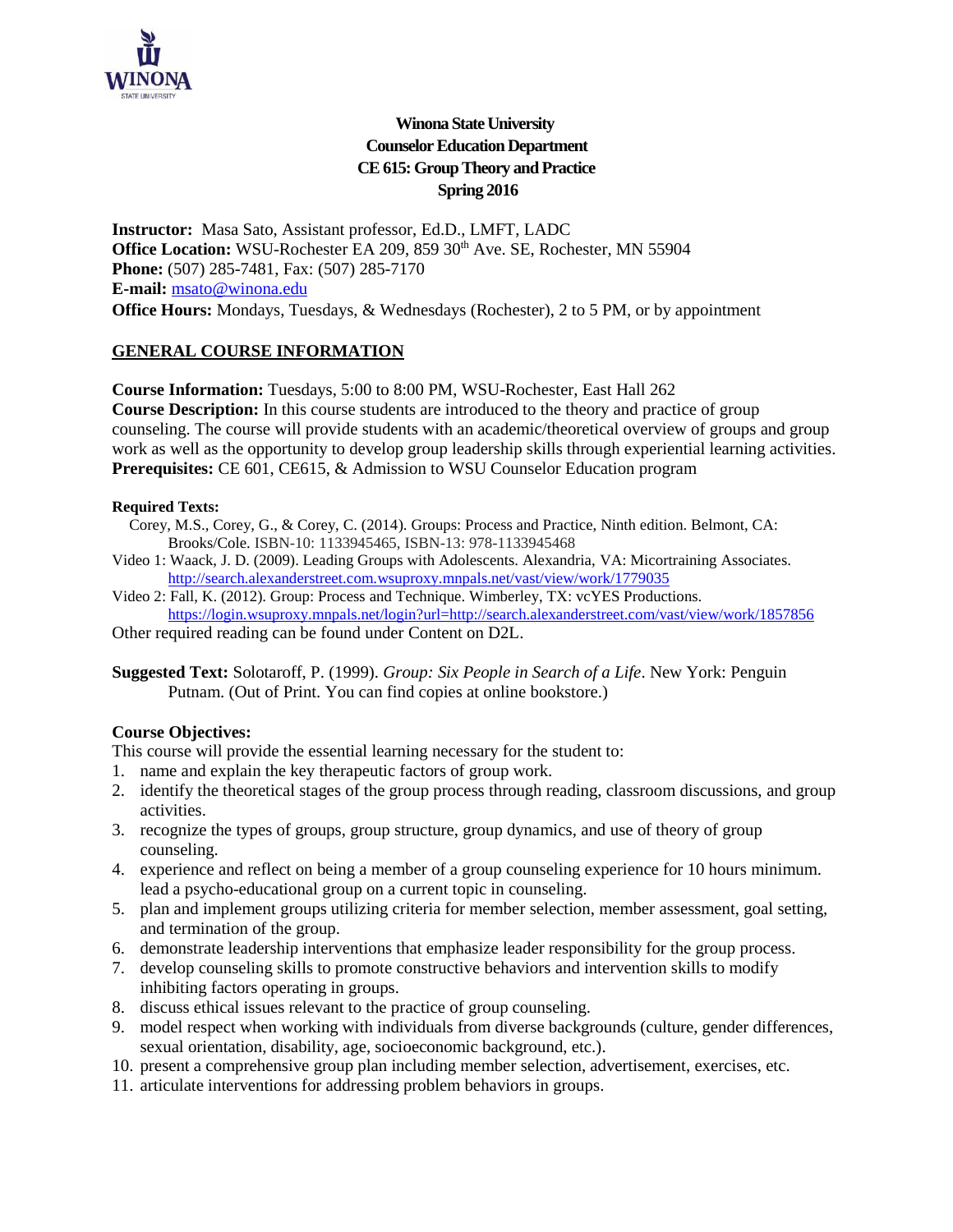# Winona State University
## Counselor Education Department
## CE 615: Group Theory and Practice
## Spring 2016

**Instructor:** Masa Sato, Assistant professor, Ed.D., LMFT, LADC
**Office Location:** WSU-Rochester EA 209, 859 30th Ave. SE, Rochester, MN 55904
**Phone:** (507) 285-7481, Fax: (507) 285-7170
**E-mail:** msato@winona.edu
**Office Hours:** Mondays, Tuesdays, & Wednesdays (Rochester), 2 to 5 PM, or by appointment

## GENERAL COURSE INFORMATION

**Course Information:** Tuesdays, 5:00 to 8:00 PM, WSU-Rochester, East Hall 262
**Course Description:** In this course students are introduced to the theory and practice of group counseling. The course will provide students with an academic/theoretical overview of groups and group work as well as the opportunity to develop group leadership skills through experiential learning activities.
**Prerequisites:** CE 601, CE615, & Admission to WSU Counselor Education program

**Required Texts:**

Corey, M.S., Corey, G., & Corey, C. (2014). Groups: Process and Practice, Ninth edition. Belmont, CA: Brooks/Cole. ISBN-10: 1133945465, ISBN-13: 978-1133945468

Video 1: Waack, J. D. (2009). Leading Groups with Adolescents. Alexandria, VA: Micortraining Associates. http://search.alexanderstreet.com.wsuproxy.mnpals.net/vast/view/work/1779035

Video 2: Fall, K. (2012). Group: Process and Technique. Wimberley, TX: vcYES Productions. https://login.wsuproxy.mnpals.net/login?url=http://search.alexanderstreet.com/vast/view/work/1857856

Other required reading can be found under Content on D2L.

**Suggested Text:** Solotaroff, P. (1999). *Group: Six People in Search of a Life*. New York: Penguin Putnam. (Out of Print. You can find copies at online bookstore.)

**Course Objectives:**
This course will provide the essential learning necessary for the student to:

1. name and explain the key therapeutic factors of group work.
2. identify the theoretical stages of the group process through reading, classroom discussions, and group activities.
3. recognize the types of groups, group structure, group dynamics, and use of theory of group counseling.
4. experience and reflect on being a member of a group counseling experience for 10 hours minimum. lead a psycho-educational group on a current topic in counseling.
5. plan and implement groups utilizing criteria for member selection, member assessment, goal setting, and termination of the group.
6. demonstrate leadership interventions that emphasize leader responsibility for the group process.
7. develop counseling skills to promote constructive behaviors and intervention skills to modify inhibiting factors operating in groups.
8. discuss ethical issues relevant to the practice of group counseling.
9. model respect when working with individuals from diverse backgrounds (culture, gender differences, sexual orientation, disability, age, socioeconomic background, etc.).
10. present a comprehensive group plan including member selection, advertisement, exercises, etc.
11. articulate interventions for addressing problem behaviors in groups.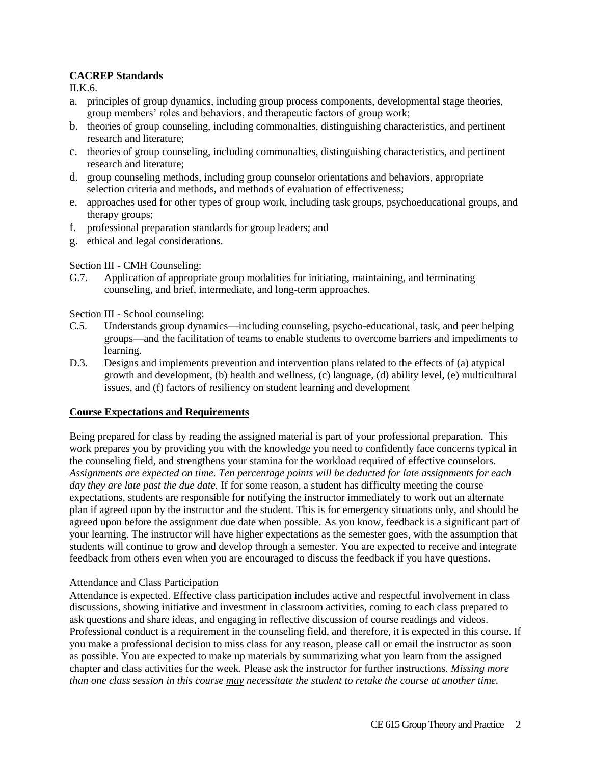**CACREP Standards**

II.K.6.

a. principles of group dynamics, including group process components, developmental stage theories, group members' roles and behaviors, and therapeutic factors of group work;
b. theories of group counseling, including commonalties, distinguishing characteristics, and pertinent research and literature;
c. theories of group counseling, including commonalties, distinguishing characteristics, and pertinent research and literature;
d. group counseling methods, including group counselor orientations and behaviors, appropriate selection criteria and methods, and methods of evaluation of effectiveness;
e. approaches used for other types of group work, including task groups, psychoeducational groups, and therapy groups;
f. professional preparation standards for group leaders; and
g. ethical and legal considerations.

Section III - CMH Counseling:

G.7. Application of appropriate group modalities for initiating, maintaining, and terminating counseling, and brief, intermediate, and long-term approaches.

Section III - School counseling:

C.5. Understands group dynamics—including counseling, psycho-educational, task, and peer helping groups—and the facilitation of teams to enable students to overcome barriers and impediments to learning.

D.3. Designs and implements prevention and intervention plans related to the effects of (a) atypical growth and development, (b) health and wellness, (c) language, (d) ability level, (e) multicultural issues, and (f) factors of resiliency on student learning and development

## Course Expectations and Requirements

Being prepared for class by reading the assigned material is part of your professional preparation. This work prepares you by providing you with the knowledge you need to confidently face concerns typical in the counseling field, and strengthens your stamina for the workload required of effective counselors. *Assignments are expected on time. Ten percentage points will be deducted for late assignments for each day they are late past the due date.* If for some reason, a student has difficulty meeting the course expectations, students are responsible for notifying the instructor immediately to work out an alternate plan if agreed upon by the instructor and the student. This is for emergency situations only, and should be agreed upon before the assignment due date when possible. As you know, feedback is a significant part of your learning. The instructor will have higher expectations as the semester goes, with the assumption that students will continue to grow and develop through a semester. You are expected to receive and integrate feedback from others even when you are encouraged to discuss the feedback if you have questions.

### Attendance and Class Participation

Attendance is expected. Effective class participation includes active and respectful involvement in class discussions, showing initiative and investment in classroom activities, coming to each class prepared to ask questions and share ideas, and engaging in reflective discussion of course readings and videos. Professional conduct is a requirement in the counseling field, and therefore, it is expected in this course. If you make a professional decision to miss class for any reason, please call or email the instructor as soon as possible. You are expected to make up materials by summarizing what you learn from the assigned chapter and class activities for the week. Please ask the instructor for further instructions. *Missing more than one class session in this course <u>may</u> necessitate the student to retake the course at another time.*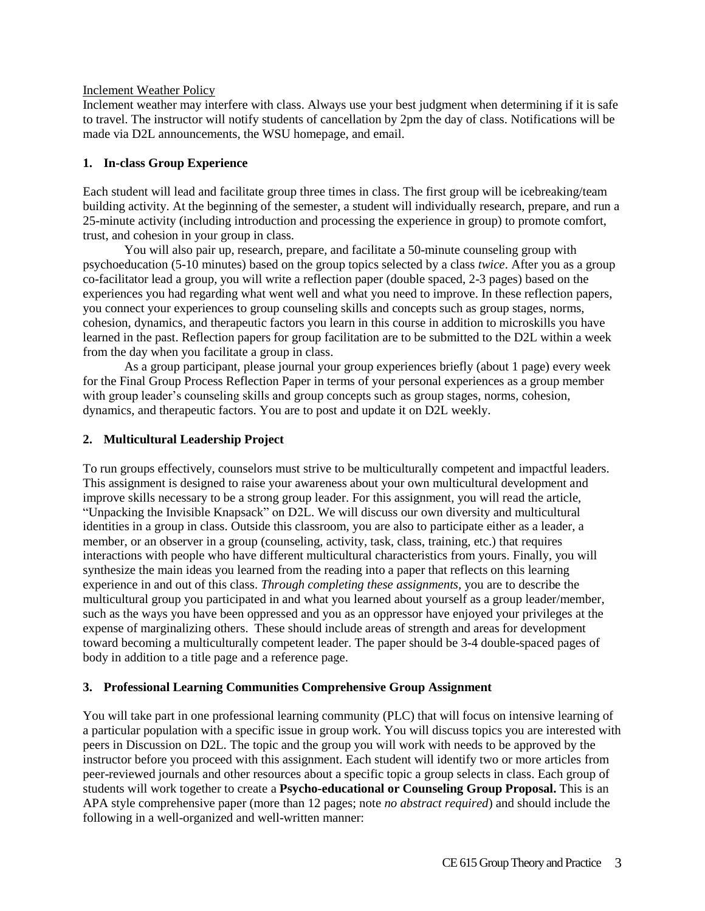<u>Inclement Weather Policy</u>

Inclement weather may interfere with class. Always use your best judgment when determining if it is safe to travel. The instructor will notify students of cancellation by 2pm the day of class. Notifications will be made via D2L announcements, the WSU homepage, and email.

**1. In-class Group Experience**

Each student will lead and facilitate group three times in class. The first group will be icebreaking/team building activity. At the beginning of the semester, a student will individually research, prepare, and run a 25-minute activity (including introduction and processing the experience in group) to promote comfort, trust, and cohesion in your group in class.

You will also pair up, research, prepare, and facilitate a 50-minute counseling group with psychoeducation (5-10 minutes) based on the group topics selected by a class *twice*. After you as a group co-facilitator lead a group, you will write a reflection paper (double spaced, 2-3 pages) based on the experiences you had regarding what went well and what you need to improve. In these reflection papers, you connect your experiences to group counseling skills and concepts such as group stages, norms, cohesion, dynamics, and therapeutic factors you learn in this course in addition to microskills you have learned in the past. Reflection papers for group facilitation are to be submitted to the D2L within a week from the day when you facilitate a group in class.

As a group participant, please journal your group experiences briefly (about 1 page) every week for the Final Group Process Reflection Paper in terms of your personal experiences as a group member with group leader's counseling skills and group concepts such as group stages, norms, cohesion, dynamics, and therapeutic factors. You are to post and update it on D2L weekly.

**2. Multicultural Leadership Project**

To run groups effectively, counselors must strive to be multiculturally competent and impactful leaders. This assignment is designed to raise your awareness about your own multicultural development and improve skills necessary to be a strong group leader. For this assignment, you will read the article, "Unpacking the Invisible Knapsack" on D2L. We will discuss our own diversity and multicultural identities in a group in class. Outside this classroom, you are also to participate either as a leader, a member, or an observer in a group (counseling, activity, task, class, training, etc.) that requires interactions with people who have different multicultural characteristics from yours. Finally, you will synthesize the main ideas you learned from the reading into a paper that reflects on this learning experience in and out of this class. *Through completing these assignments,* you are to describe the multicultural group you participated in and what you learned about yourself as a group leader/member, such as the ways you have been oppressed and you as an oppressor have enjoyed your privileges at the expense of marginalizing others. These should include areas of strength and areas for development toward becoming a multiculturally competent leader. The paper should be 3-4 double-spaced pages of body in addition to a title page and a reference page.

**3. Professional Learning Communities Comprehensive Group Assignment**

You will take part in one professional learning community (PLC) that will focus on intensive learning of a particular population with a specific issue in group work. You will discuss topics you are interested with peers in Discussion on D2L. The topic and the group you will work with needs to be approved by the instructor before you proceed with this assignment. Each student will identify two or more articles from peer-reviewed journals and other resources about a specific topic a group selects in class. Each group of students will work together to create a **Psycho-educational or Counseling Group Proposal.** This is an APA style comprehensive paper (more than 12 pages; note *no abstract required*) and should include the following in a well-organized and well-written manner: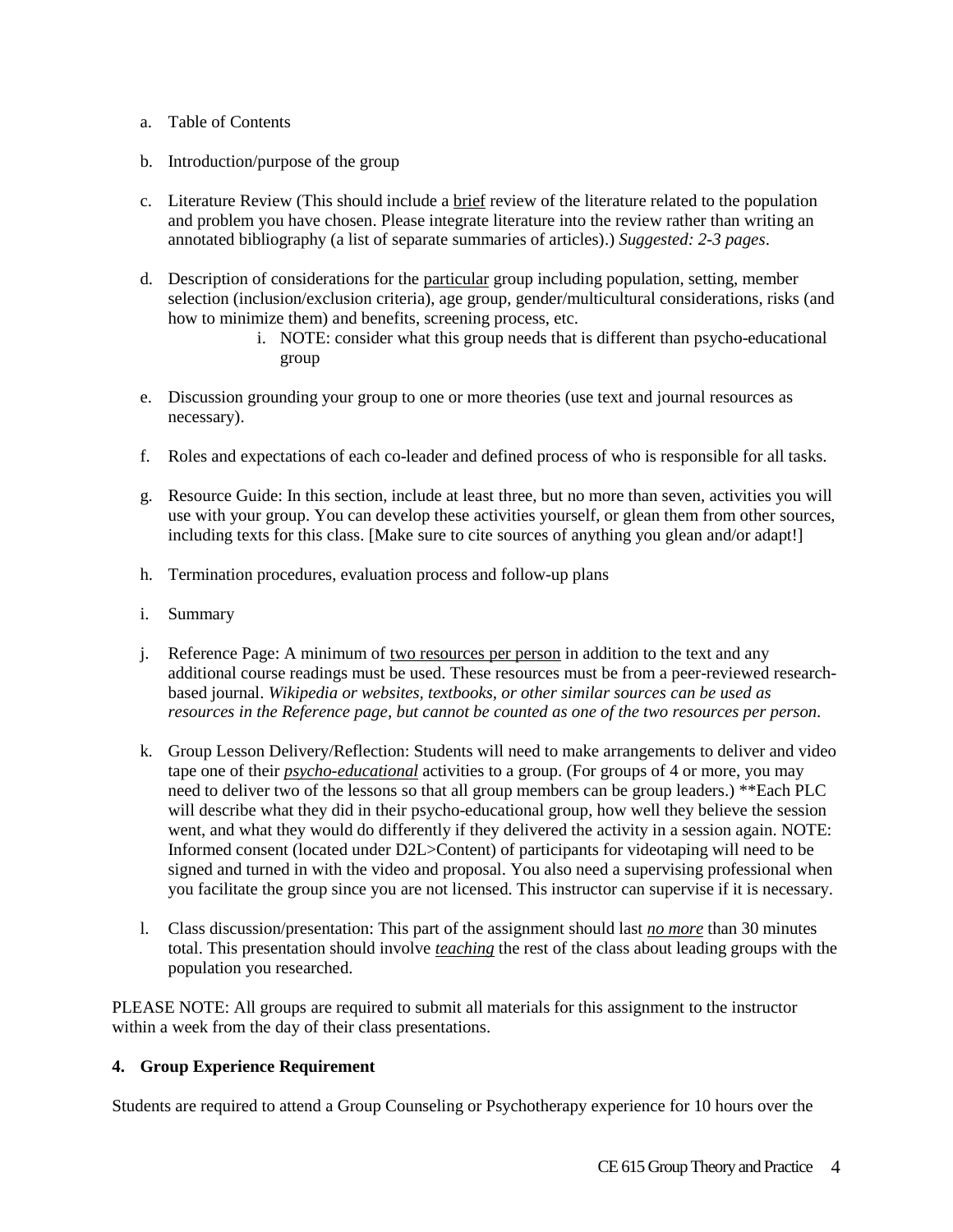a. Table of Contents

b. Introduction/purpose of the group

c. Literature Review (This should include a <u>brief</u> review of the literature related to the population and problem you have chosen. Please integrate literature into the review rather than writing an annotated bibliography (a list of separate summaries of articles).) *Suggested: 2-3 pages*.

d. Description of considerations for the <u>particular</u> group including population, setting, member selection (inclusion/exclusion criteria), age group, gender/multicultural considerations, risks (and how to minimize them) and benefits, screening process, etc.
   i. NOTE: consider what this group needs that is different than psycho-educational group

e. Discussion grounding your group to one or more theories (use text and journal resources as necessary).

f. Roles and expectations of each co-leader and defined process of who is responsible for all tasks.

g. Resource Guide: In this section, include at least three, but no more than seven, activities you will use with your group. You can develop these activities yourself, or glean them from other sources, including texts for this class. [Make sure to cite sources of anything you glean and/or adapt!]

h. Termination procedures, evaluation process and follow-up plans

i. Summary

j. Reference Page: A minimum of <u>two resources per person</u> in addition to the text and any additional course readings must be used. These resources must be from a peer-reviewed research-based journal. *Wikipedia or websites, textbooks, or other similar sources can be used as resources in the Reference page, but cannot be counted as one of the two resources per person.*

k. Group Lesson Delivery/Reflection: Students will need to make arrangements to deliver and video tape one of their <u>*psycho-educational*</u> activities to a group. (For groups of 4 or more, you may need to deliver two of the lessons so that all group members can be group leaders.) **Each PLC will describe what they did in their psycho-educational group, how well they believe the session went, and what they would do differently if they delivered the activity in a session again. NOTE: Informed consent (located under D2L>Content) of participants for videotaping will need to be signed and turned in with the video and proposal. You also need a supervising professional when you facilitate the group since you are not licensed. This instructor can supervise if it is necessary.

l. Class discussion/presentation: This part of the assignment should last <u>*no more*</u> than 30 minutes total. This presentation should involve <u>*teaching*</u> the rest of the class about leading groups with the population you researched.

PLEASE NOTE: All groups are required to submit all materials for this assignment to the instructor within a week from the day of their class presentations.

**4. Group Experience Requirement**

Students are required to attend a Group Counseling or Psychotherapy experience for 10 hours over the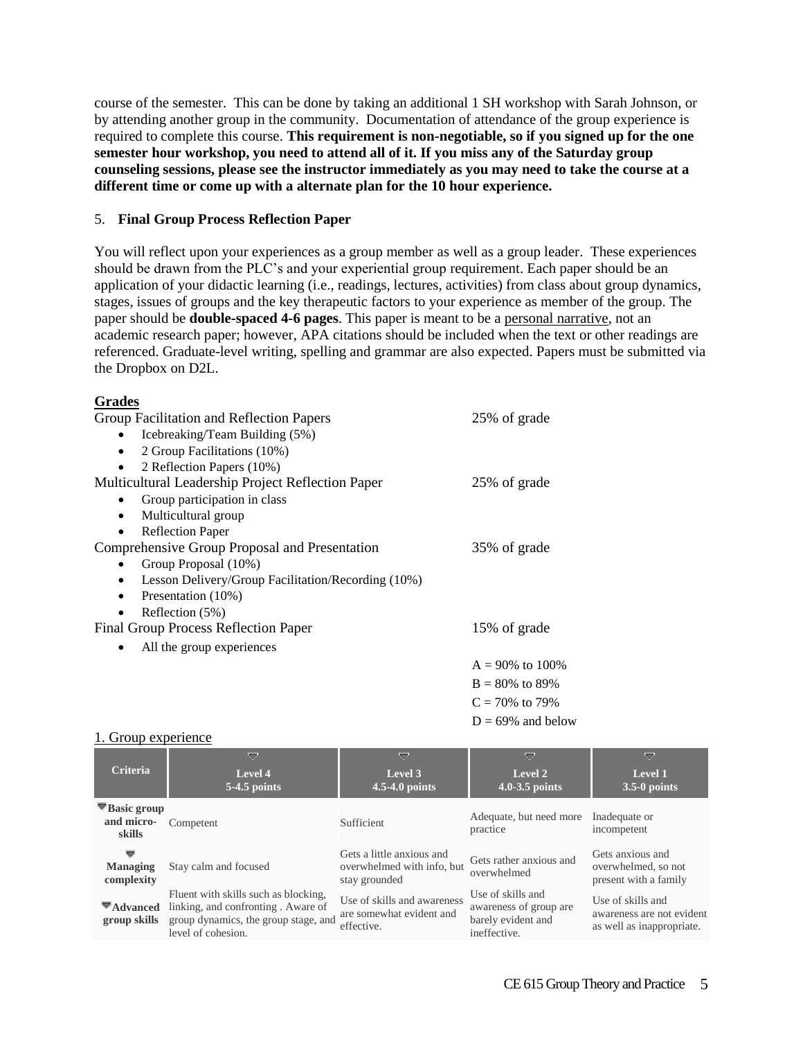course of the semester. This can be done by taking an additional 1 SH workshop with Sarah Johnson, or by attending another group in the community. Documentation of attendance of the group experience is required to complete this course. **This requirement is non-negotiable, so if you signed up for the one semester hour workshop, you need to attend all of it. If you miss any of the Saturday group counseling sessions, please see the instructor immediately as you may need to take the course at a different time or come up with a alternate plan for the 10 hour experience.**

5. **Final Group Process Reflection Paper**

You will reflect upon your experiences as a group member as well as a group leader. These experiences should be drawn from the PLC's and your experiential group requirement. Each paper should be an application of your didactic learning (i.e., readings, lectures, activities) from class about group dynamics, stages, issues of groups and the key therapeutic factors to your experience as member of the group. The paper should be **double-spaced 4-6 pages**. This paper is meant to be a personal narrative, not an academic research paper; however, APA citations should be included when the text or other readings are referenced. Graduate-level writing, spelling and grammar are also expected. Papers must be submitted via the Dropbox on D2L.

**Grades**

Group Facilitation and Reflection Papers — 25% of grade
- Icebreaking/Team Building (5%)
- 2 Group Facilitations (10%)
- 2 Reflection Papers (10%)

Multicultural Leadership Project Reflection Paper — 25% of grade
- Group participation in class
- Multicultural group
- Reflection Paper

Comprehensive Group Proposal and Presentation — 35% of grade
- Group Proposal (10%)
- Lesson Delivery/Group Facilitation/Recording (10%)
- Presentation (10%)
- Reflection (5%)

Final Group Process Reflection Paper — 15% of grade
- All the group experiences

A = 90% to 100%
B = 80% to 89%
C = 70% to 79%
D = 69% and below

1. Group experience

| Criteria | Level 4 5-4.5 points | Level 3 4.5-4.0 points | Level 2 4.0-3.5 points | Level 1 3.5-0 points |
|---|---|---|---|---|
| **Basic group and micro-skills** | Competent | Sufficient | Adequate, but need more practice | Inadequate or incompetent |
| **Managing complexity** | Stay calm and focused | Gets a little anxious and overwhelmed with info, but stay grounded | Gets rather anxious and overwhelmed | Gets anxious and overwhelmed, so not present with a family |
| **Advanced group skills** | Fluent with skills such as blocking, linking, and confronting . Aware of group dynamics, the group stage, and level of cohesion. | Use of skills and awareness are somewhat evident and effective. | Use of skills and awareness of group are barely evident and ineffective. | Use of skills and awareness are not evident as well as inappropriate. |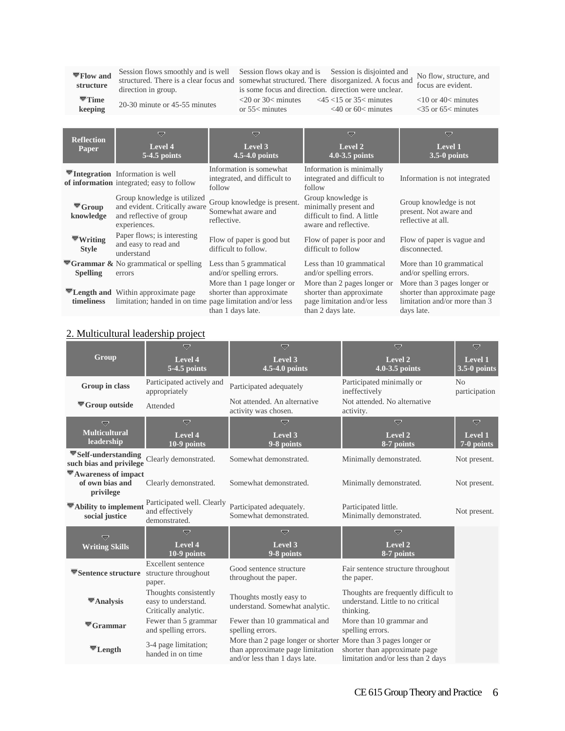| | | | | |
|---|---|---|---|---|
| **Flow and structure** | Session flows smoothly and is well structured. There is a clear focus and direction in group. | Session flows okay and is somewhat structured. There is some focus and direction. | Session is disjointed and disorganized. A focus and direction were unclear. | No flow, structure, and focus are evident. |
| **Time keeping** | 20-30 minute or 45-55 minutes | <20 or 30< minutes or 55< minutes | <45 <15 or 35< minutes <40 or 60< minutes | <10 or 40< minutes <35 or 65< minutes |

| Reflection Paper | Level 4 5-4.5 points | Level 3 4.5-4.0 points | Level 2 4.0-3.5 points | Level 1 3.5-0 points |
|---|---|---|---|---|
| **Integration of information** | Information is well integrated; easy to follow | Information is somewhat integrated, and difficult to follow | Information is minimally integrated and difficult to follow | Information is not integrated |
| **Group knowledge** | Group knowledge is utilized and evident. Critically aware and reflective of group experiences. | Group knowledge is present. Somewhat aware and reflective. | Group knowledge is minimally present and difficult to find. A little aware and reflective. | Group knowledge is not present. Not aware and reflective at all. |
| **Writing Style** | Paper flows; is interesting and easy to read and understand | Flow of paper is good but difficult to follow. | Flow of paper is poor and difficult to follow | Flow of paper is vague and disconnected. |
| **Grammar & Spelling** | No grammatical or spelling errors | Less than 5 grammatical and/or spelling errors. | Less than 10 grammatical and/or spelling errors. | More than 10 grammatical and/or spelling errors. |
| **Length and timeliness** | Within approximate page limitation; handed in on time | More than 1 page longer or shorter than approximate page limitation and/or less than 1 days late. | More than 2 pages longer or shorter than approximate page limitation and/or less than 2 days late. | More than 3 pages longer or shorter than approximate page limitation and/or more than 3 days late. |

## 2. Multicultural leadership project

| Group | Level 4 5-4.5 points | Level 3 4.5-4.0 points | Level 2 4.0-3.5 points | Level 1 3.5-0 points |
|---|---|---|---|---|
| **Group in class** | Participated actively and appropriately | Participated adequately | Participated minimally or ineffectively | No participation |
| **Group outside** | Attended | Not attended. An alternative activity was chosen. | Not attended. No alternative activity. | |
| **Multicultural leadership** | **Level 4 10-9 points** | **Level 3 9-8 points** | **Level 2 8-7 points** | **Level 1 7-0 points** |
| **Self-understanding such bias and privilege** | Clearly demonstrated. | Somewhat demonstrated. | Minimally demonstrated. | Not present. |
| **Awareness of impact of own bias and privilege** | Clearly demonstrated. | Somewhat demonstrated. | Minimally demonstrated. | Not present. |
| **Ability to implement social justice** | Participated well. Clearly and effectively demonstrated. | Participated adequately. Somewhat demonstrated. | Participated little. Minimally demonstrated. | Not present. |
| **Writing Skills** | **Level 4 10-9 points** | **Level 3 9-8 points** | **Level 2 8-7 points** | |
| **Sentence structure** | Excellent sentence structure throughout paper. | Good sentence structure throughout the paper. | Fair sentence structure throughout the paper. | |
| **Analysis** | Thoughts consistently easy to understand. Critically analytic. | Thoughts mostly easy to understand. Somewhat analytic. | Thoughts are frequently difficult to understand. Little to no critical thinking. | |
| **Grammar** | Fewer than 5 grammar and spelling errors. | Fewer than 10 grammatical and spelling errors. | More than 10 grammar and spelling errors. | |
| **Length** | 3-4 page limitation; handed in on time | More than 2 page longer or shorter than approximate page limitation and/or less than 1 days late. | More than 3 pages longer or shorter than approximate page limitation and/or less than 2 days | |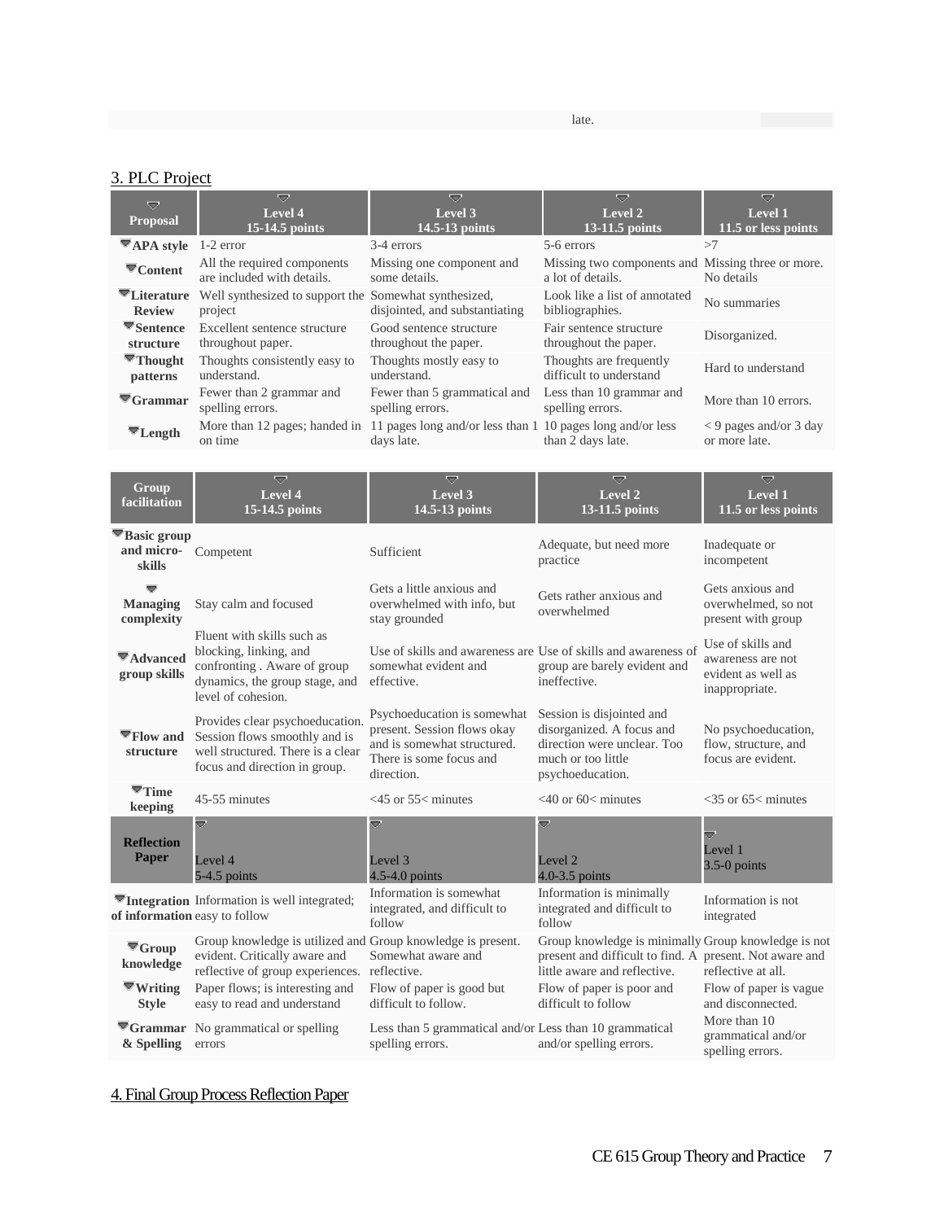late.

## 3. PLC Project

| Proposal | Level 4<br>15-14.5 points | Level 3<br>14.5-13 points | Level 2<br>13-11.5 points | Level 1<br>11.5 or less points |
|---|---|---|---|---|
| APA style | 1-2 error | 3-4 errors | 5-6 errors | >7 |
| Content | All the required components are included with details. | Missing one component and some details. | Missing two components and a lot of details. | Missing three or more. No details |
| Literature Review | Well synthesized to support the project | Somewhat synthesized, disjointed, and substantiating | Look like a list of annotated bibliographies. | No summaries |
| Sentence structure | Excellent sentence structure throughout paper. | Good sentence structure throughout the paper. | Fair sentence structure throughout the paper. | Disorganized. |
| Thought patterns | Thoughts consistently easy to understand. | Thoughts mostly easy to understand. | Thoughts are frequently difficult to understand | Hard to understand |
| Grammar | Fewer than 2 grammar and spelling errors. | Fewer than 5 grammatical and spelling errors. | Less than 10 grammar and spelling errors. | More than 10 errors. |
| Length | More than 12 pages; handed in on time | 11 pages long and/or less than 1 days late. | 10 pages long and/or less than 2 days late. | < 9 pages and/or 3 day or more late. |

| Group facilitation | Level 4<br>15-14.5 points | Level 3<br>14.5-13 points | Level 2<br>13-11.5 points | Level 1<br>11.5 or less points |
|---|---|---|---|---|
| Basic group and micro-skills | Competent | Sufficient | Adequate, but need more practice | Inadequate or incompetent |
| Managing complexity | Stay calm and focused | Gets a little anxious and overwhelmed with info, but stay grounded | Gets rather anxious and overwhelmed | Gets anxious and overwhelmed, so not present with group |
| Advanced group skills | Fluent with skills such as blocking, linking, and confronting . Aware of group dynamics, the group stage, and level of cohesion. | Use of skills and awareness are somewhat evident and effective. | Use of skills and awareness of group are barely evident and ineffective. | Use of skills and awareness are not evident as well as inappropriate. |
| Flow and structure | Provides clear psychoeducation. Session flows smoothly and is well structured. There is a clear focus and direction in group. | Psychoeducation is somewhat present. Session flows okay and is somewhat structured. There is some focus and direction. | Session is disjointed and disorganized. A focus and direction were unclear. Too much or too little psychoeducation. | No psychoeducation, flow, structure, and focus are evident. |
| Time keeping | 45-55 minutes | <45 or 55< minutes | <40 or 60< minutes | <35 or 65< minutes |

| Reflection Paper | Level 4<br>5-4.5 points | Level 3<br>4.5-4.0 points | Level 2<br>4.0-3.5 points | Level 1<br>3.5-0 points |
|---|---|---|---|---|
| Integration of information | Information is well integrated; easy to follow | Information is somewhat integrated, and difficult to follow | Information is minimally integrated and difficult to follow | Information is not integrated |
| Group knowledge | Group knowledge is utilized and evident. Critically aware and reflective of group experiences. | Group knowledge is present. Somewhat aware and reflective. | Group knowledge is minimally present and difficult to find. A little aware and reflective. | Group knowledge is not present. Not aware and reflective at all. |
| Writing Style | Paper flows; is interesting and easy to read and understand | Flow of paper is good but difficult to follow. | Flow of paper is poor and difficult to follow | Flow of paper is vague and disconnected. |
| Grammar & Spelling | No grammatical or spelling errors | Less than 5 grammatical and/or spelling errors. | Less than 10 grammatical and/or spelling errors. | More than 10 grammatical and/or spelling errors. |

## 4. Final Group Process Reflection Paper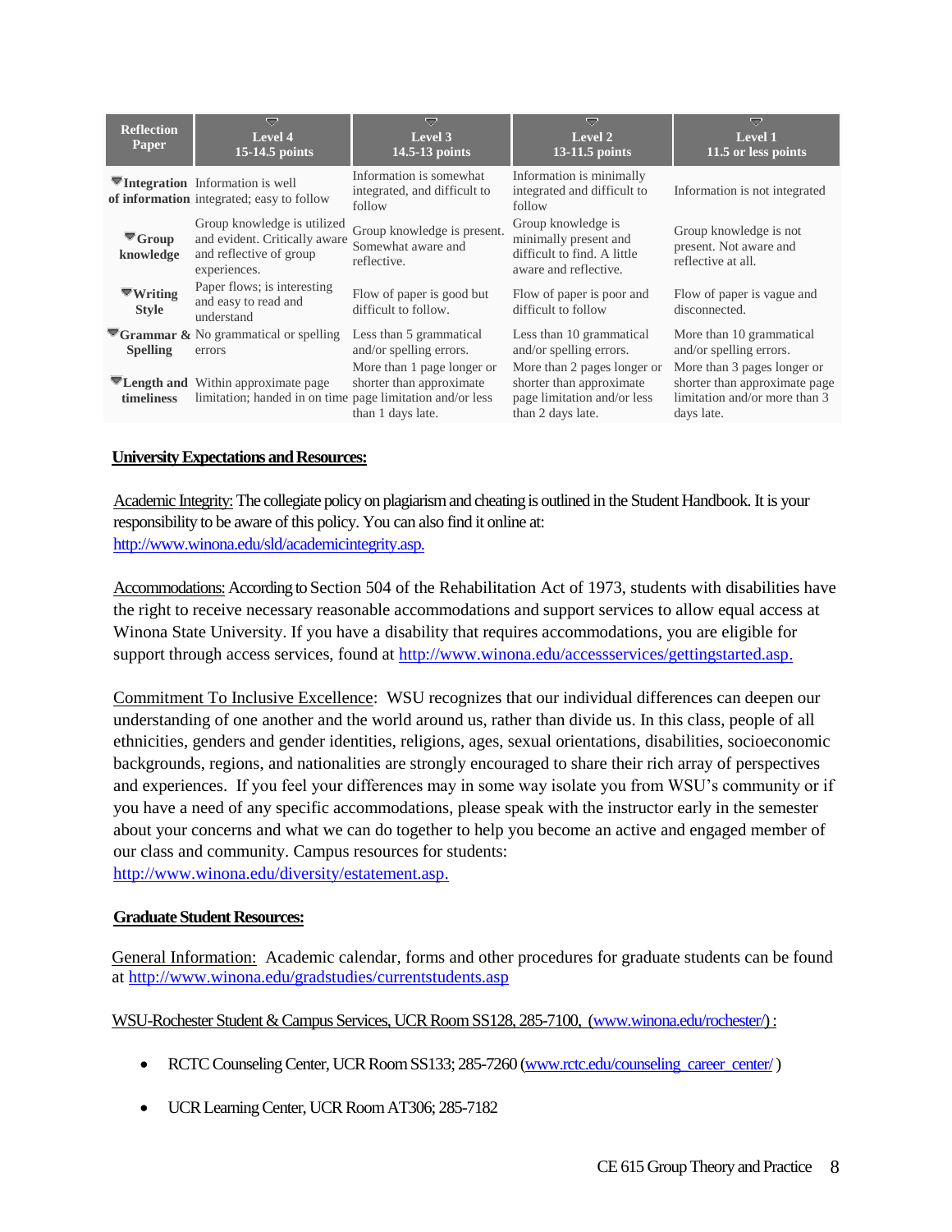| Reflection Paper | Level 4 15-14.5 points | Level 3 14.5-13 points | Level 2 13-11.5 points | Level 1 11.5 or less points |
|---|---|---|---|---|
| **Integration of information** | Information is well integrated; easy to follow | Information is somewhat integrated, and difficult to follow | Information is minimally integrated and difficult to follow | Information is not integrated |
| **Group knowledge** | Group knowledge is utilized and evident. Critically aware and reflective of group experiences. | Group knowledge is present. Somewhat aware and reflective. | Group knowledge is minimally present and difficult to find. A little aware and reflective. | Group knowledge is not present. Not aware and reflective at all. |
| **Writing Style** | Paper flows; is interesting and easy to read and understand | Flow of paper is good but difficult to follow. | Flow of paper is poor and difficult to follow | Flow of paper is vague and disconnected. |
| **Grammar & Spelling** | No grammatical or spelling errors | Less than 5 grammatical and/or spelling errors. | Less than 10 grammatical and/or spelling errors. | More than 10 grammatical and/or spelling errors. |
| **Length and timeliness** | Within approximate page limitation; handed in on time | More than 1 page longer or shorter than approximate page limitation and/or less than 1 days late. | More than 2 pages longer or shorter than approximate page limitation and/or less than 2 days late. | More than 3 pages longer or shorter than approximate page limitation and/or more than 3 days late. |

## University Expectations and Resources:

Academic Integrity: The collegiate policy on plagiarism and cheating is outlined in the Student Handbook. It is your responsibility to be aware of this policy. You can also find it online at: http://www.winona.edu/sld/academicintegrity.asp.

Accommodations: According to Section 504 of the Rehabilitation Act of 1973, students with disabilities have the right to receive necessary reasonable accommodations and support services to allow equal access at Winona State University. If you have a disability that requires accommodations, you are eligible for support through access services, found at http://www.winona.edu/accessservices/gettingstarted.asp.

Commitment To Inclusive Excellence: WSU recognizes that our individual differences can deepen our understanding of one another and the world around us, rather than divide us. In this class, people of all ethnicities, genders and gender identities, religions, ages, sexual orientations, disabilities, socioeconomic backgrounds, regions, and nationalities are strongly encouraged to share their rich array of perspectives and experiences. If you feel your differences may in some way isolate you from WSU's community or if you have a need of any specific accommodations, please speak with the instructor early in the semester about your concerns and what we can do together to help you become an active and engaged member of our class and community. Campus resources for students: http://www.winona.edu/diversity/estatement.asp.

## Graduate Student Resources:

General Information: Academic calendar, forms and other procedures for graduate students can be found at http://www.winona.edu/gradstudies/currentstudents.asp

WSU-Rochester Student & Campus Services, UCR Room SS128, 285-7100, (www.winona.edu/rochester/) :

- RCTC Counseling Center, UCR Room SS133; 285-7260 (www.rctc.edu/counseling_career_center/ )
- UCR Learning Center, UCR Room AT306; 285-7182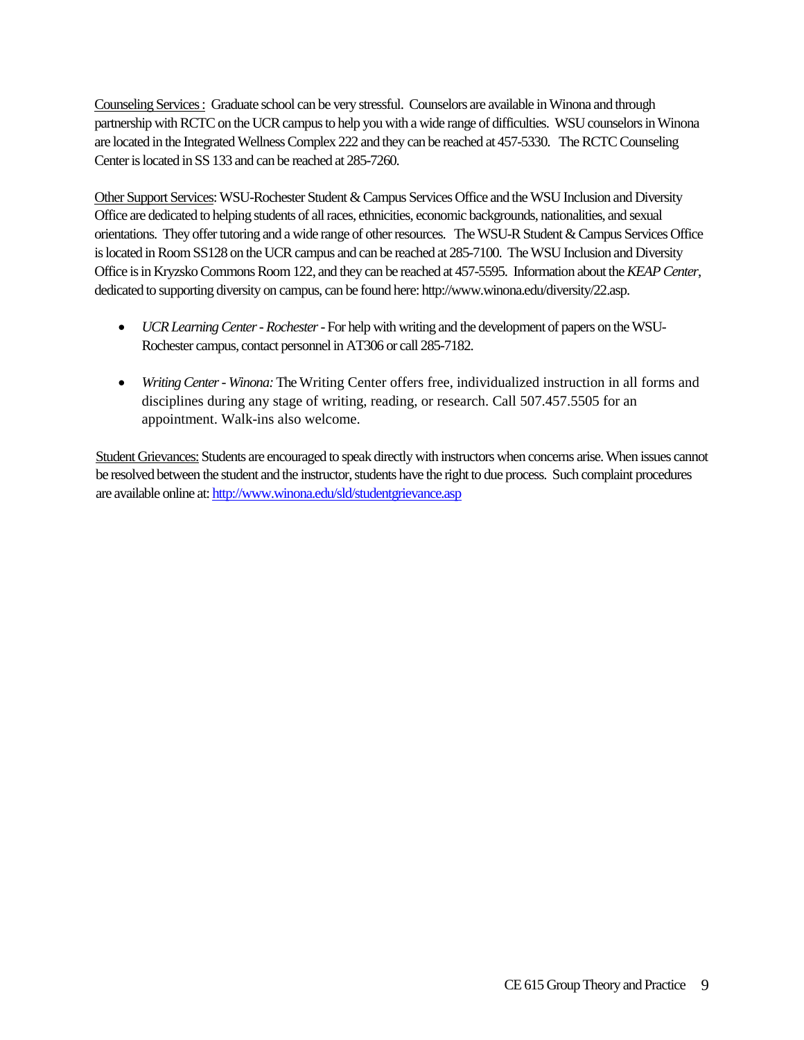Counseling Services : Graduate school can be very stressful. Counselors are available in Winona and through partnership with RCTC on the UCR campus to help you with a wide range of difficulties. WSU counselors in Winona are located in the Integrated Wellness Complex 222 and they can be reached at 457-5330. The RCTC Counseling Center is located in SS 133 and can be reached at 285-7260.

Other Support Services: WSU-Rochester Student & Campus Services Office and the WSU Inclusion and Diversity Office are dedicated to helping students of all races, ethnicities, economic backgrounds, nationalities, and sexual orientations. They offer tutoring and a wide range of other resources. The WSU-R Student & Campus Services Office is located in Room SS128 on the UCR campus and can be reached at 285-7100. The WSU Inclusion and Diversity Office is in Kryzsko Commons Room 122, and they can be reached at 457-5595. Information about the *KEAP Center*, dedicated to supporting diversity on campus, can be found here: http://www.winona.edu/diversity/22.asp.

- *UCR Learning Center - Rochester* - For help with writing and the development of papers on the WSU-Rochester campus, contact personnel in AT306 or call 285-7182.
- *Writing Center - Winona:* The Writing Center offers free, individualized instruction in all forms and disciplines during any stage of writing, reading, or research. Call 507.457.5505 for an appointment. Walk-ins also welcome.

Student Grievances: Students are encouraged to speak directly with instructors when concerns arise. When issues cannot be resolved between the student and the instructor, students have the right to due process. Such complaint procedures are available online at: http://www.winona.edu/sld/studentgrievance.asp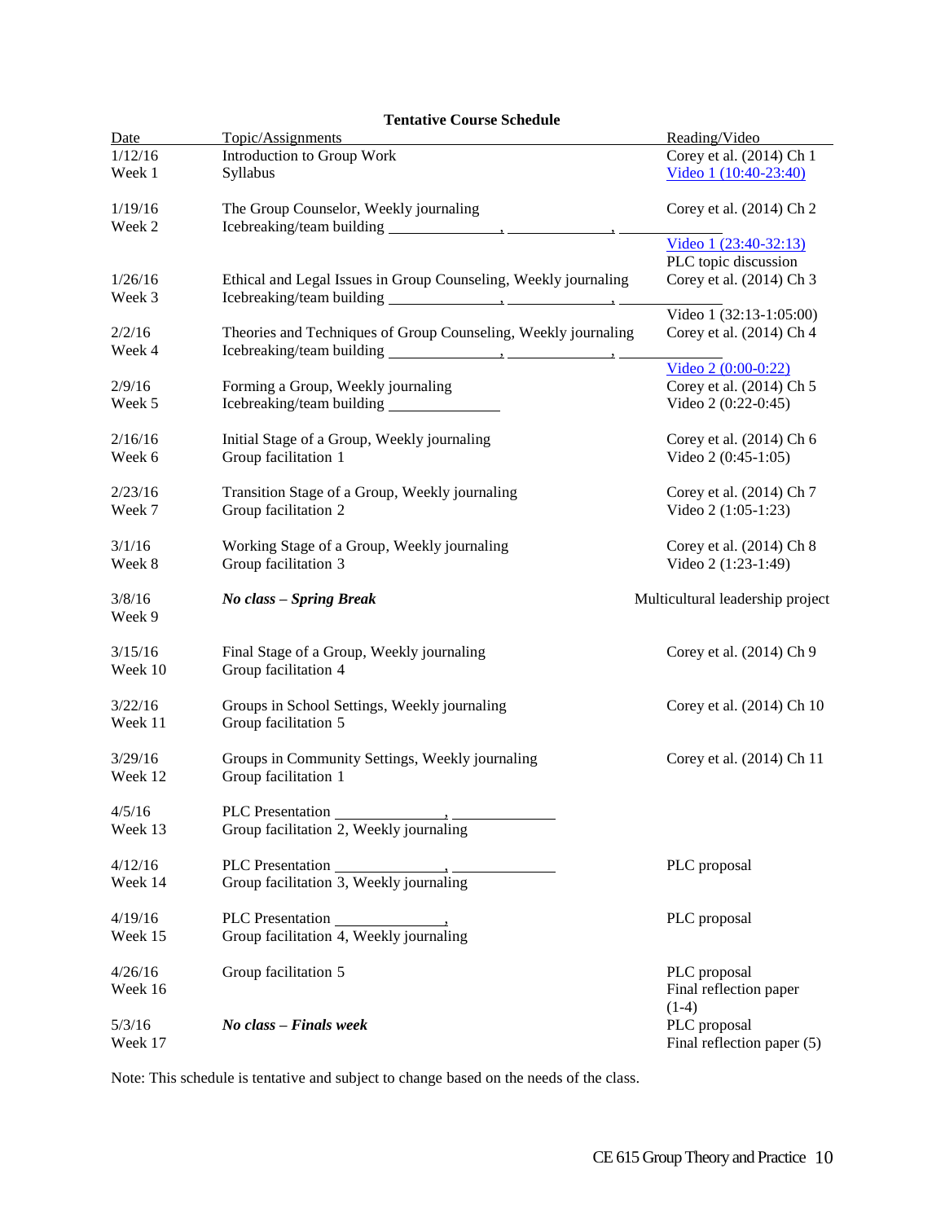**Tentative Course Schedule**

| Date | Topic/Assignments | Reading/Video |
|---|---|---|
| 1/12/16<br>Week 1 | Introduction to Group Work<br>Syllabus | Corey et al. (2014) Ch 1<br>Video 1 (10:40-23:40) |
| 1/19/16<br>Week 2 | The Group Counselor, Weekly journaling<br>Icebreaking/team building ______________, ______________, ______________ | Corey et al. (2014) Ch 2<br>Video 1 (23:40-32:13)<br>PLC topic discussion |
| 1/26/16<br>Week 3 | Ethical and Legal Issues in Group Counseling, Weekly journaling<br>Icebreaking/team building ______________, ______________, ______________ | Corey et al. (2014) Ch 3<br>Video 1 (32:13-1:05:00) |
| 2/2/16<br>Week 4 | Theories and Techniques of Group Counseling, Weekly journaling<br>Icebreaking/team building ______________, ______________, ______________ | Corey et al. (2014) Ch 4<br>Video 2 (0:00-0:22) |
| 2/9/16<br>Week 5 | Forming a Group, Weekly journaling<br>Icebreaking/team building ______________ | Corey et al. (2014) Ch 5<br>Video 2 (0:22-0:45) |
| 2/16/16<br>Week 6 | Initial Stage of a Group, Weekly journaling<br>Group facilitation 1 | Corey et al. (2014) Ch 6<br>Video 2 (0:45-1:05) |
| 2/23/16<br>Week 7 | Transition Stage of a Group, Weekly journaling<br>Group facilitation 2 | Corey et al. (2014) Ch 7<br>Video 2 (1:05-1:23) |
| 3/1/16<br>Week 8 | Working Stage of a Group, Weekly journaling<br>Group facilitation 3 | Corey et al. (2014) Ch 8<br>Video 2 (1:23-1:49) |
| 3/8/16<br>Week 9 | ***No class – Spring Break*** | Multicultural leadership project |
| 3/15/16<br>Week 10 | Final Stage of a Group, Weekly journaling<br>Group facilitation 4 | Corey et al. (2014) Ch 9 |
| 3/22/16<br>Week 11 | Groups in School Settings, Weekly journaling<br>Group facilitation 5 | Corey et al. (2014) Ch 10 |
| 3/29/16<br>Week 12 | Groups in Community Settings, Weekly journaling<br>Group facilitation 1 | Corey et al. (2014) Ch 11 |
| 4/5/16<br>Week 13 | PLC Presentation ______________, ______________<br>Group facilitation 2, Weekly journaling | |
| 4/12/16<br>Week 14 | PLC Presentation ______________, ______________<br>Group facilitation 3, Weekly journaling | PLC proposal |
| 4/19/16<br>Week 15 | PLC Presentation ______________,<br>Group facilitation 4, Weekly journaling | PLC proposal |
| 4/26/16<br>Week 16 | Group facilitation 5 | PLC proposal<br>Final reflection paper (1-4) |
| 5/3/16<br>Week 17 | ***No class – Finals week*** | PLC proposal<br>Final reflection paper (5) |

Note: This schedule is tentative and subject to change based on the needs of the class.